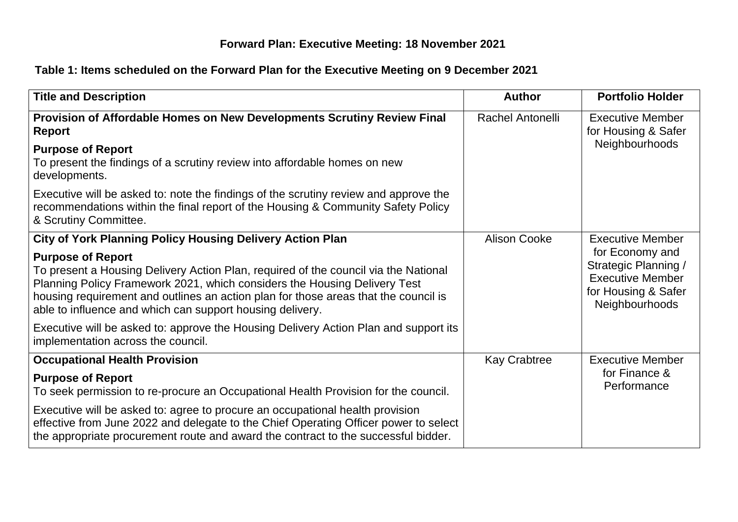# Forward Plan: Executive Meeting: 18 November 2021

## Table 1: Items scheduled on the Forward Plan for the Executive Meeting on 9 December 2021

| Title and Description | Author | Portfolio Holder |
|---|---|---|
| **Provision of Affordable Homes on New Developments Scrutiny Review Final Report**<br><br>**Purpose of Report**<br>To present the findings of a scrutiny review into affordable homes on new developments.<br><br>Executive will be asked to: note the findings of the scrutiny review and approve the recommendations within the final report of the Housing & Community Safety Policy & Scrutiny Committee. | Rachel Antonelli | Executive Member for Housing & Safer Neighbourhoods |
| **City of York Planning Policy Housing Delivery Action Plan**<br><br>**Purpose of Report**<br>To present a Housing Delivery Action Plan, required of the council via the National Planning Policy Framework 2021, which considers the Housing Delivery Test housing requirement and outlines an action plan for those areas that the council is able to influence and which can support housing delivery.<br><br>Executive will be asked to: approve the Housing Delivery Action Plan and support its implementation across the council. | Alison Cooke | Executive Member for Economy and Strategic Planning / Executive Member for Housing & Safer Neighbourhoods |
| **Occupational Health Provision**<br><br>**Purpose of Report**<br>To seek permission to re-procure an Occupational Health Provision for the council.<br><br>Executive will be asked to: agree to procure an occupational health provision effective from June 2022 and delegate to the Chief Operating Officer power to select the appropriate procurement route and award the contract to the successful bidder. | Kay Crabtree | Executive Member for Finance & Performance |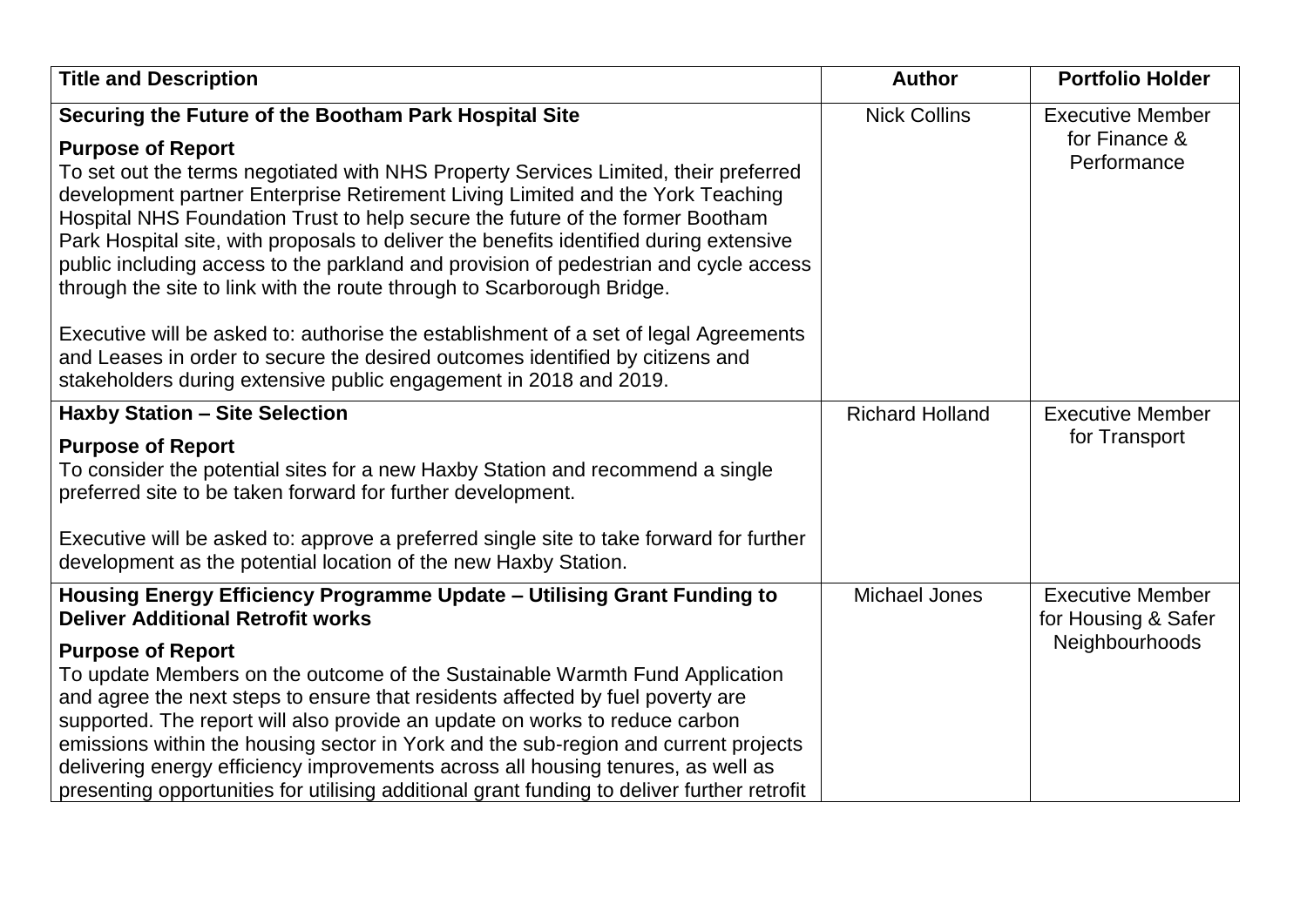| Title and Description | Author | Portfolio Holder |
|---|---|---|
| **Securing the Future of the Bootham Park Hospital Site**<br><br>**Purpose of Report**<br>To set out the terms negotiated with NHS Property Services Limited, their preferred development partner Enterprise Retirement Living Limited and the York Teaching Hospital NHS Foundation Trust to help secure the future of the former Bootham Park Hospital site, with proposals to deliver the benefits identified during extensive public including access to the parkland and provision of pedestrian and cycle access through the site to link with the route through to Scarborough Bridge.<br><br>Executive will be asked to: authorise the establishment of a set of legal Agreements and Leases in order to secure the desired outcomes identified by citizens and stakeholders during extensive public engagement in 2018 and 2019. | Nick Collins | Executive Member for Finance & Performance |
| **Haxby Station – Site Selection**<br><br>**Purpose of Report**<br>To consider the potential sites for a new Haxby Station and recommend a single preferred site to be taken forward for further development.<br><br>Executive will be asked to: approve a preferred single site to take forward for further development as the potential location of the new Haxby Station. | Richard Holland | Executive Member for Transport |
| **Housing Energy Efficiency Programme Update – Utilising Grant Funding to Deliver Additional Retrofit works**<br><br>**Purpose of Report**<br>To update Members on the outcome of the Sustainable Warmth Fund Application and agree the next steps to ensure that residents affected by fuel poverty are supported. The report will also provide an update on works to reduce carbon emissions within the housing sector in York and the sub-region and current projects delivering energy efficiency improvements across all housing tenures, as well as presenting opportunities for utilising additional grant funding to deliver further retrofit | Michael Jones | Executive Member for Housing & Safer Neighbourhoods |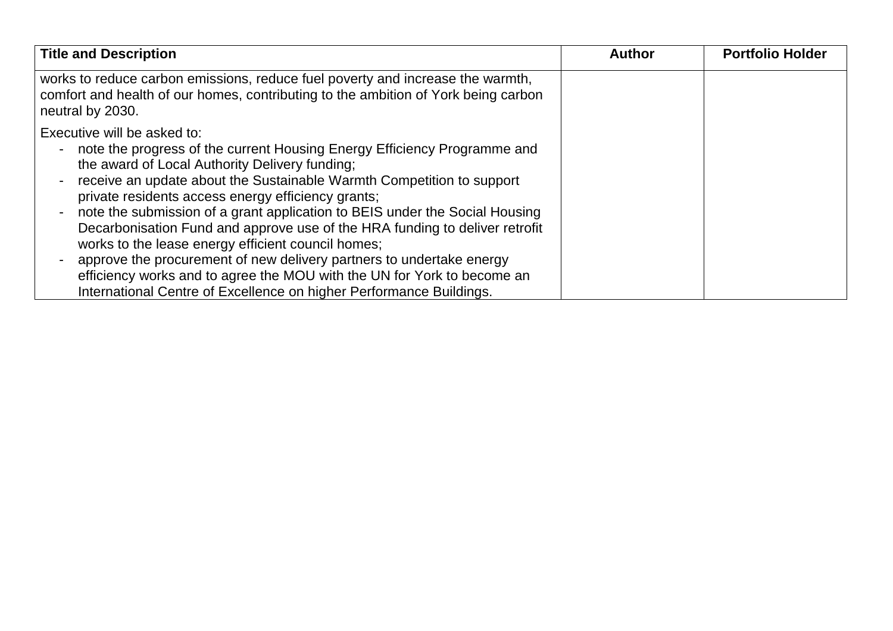| Title and Description | Author | Portfolio Holder |
| --- | --- | --- |
| works to reduce carbon emissions, reduce fuel poverty and increase the warmth, comfort and health of our homes, contributing to the ambition of York being carbon neutral by 2030.<br><br>Executive will be asked to:<br>- note the progress of the current Housing Energy Efficiency Programme and the award of Local Authority Delivery funding;<br>- receive an update about the Sustainable Warmth Competition to support private residents access energy efficiency grants;<br>- note the submission of a grant application to BEIS under the Social Housing Decarbonisation Fund and approve use of the HRA funding to deliver retrofit works to the lease energy efficient council homes;<br>- approve the procurement of new delivery partners to undertake energy efficiency works and to agree the MOU with the UN for York to become an International Centre of Excellence on higher Performance Buildings. | | |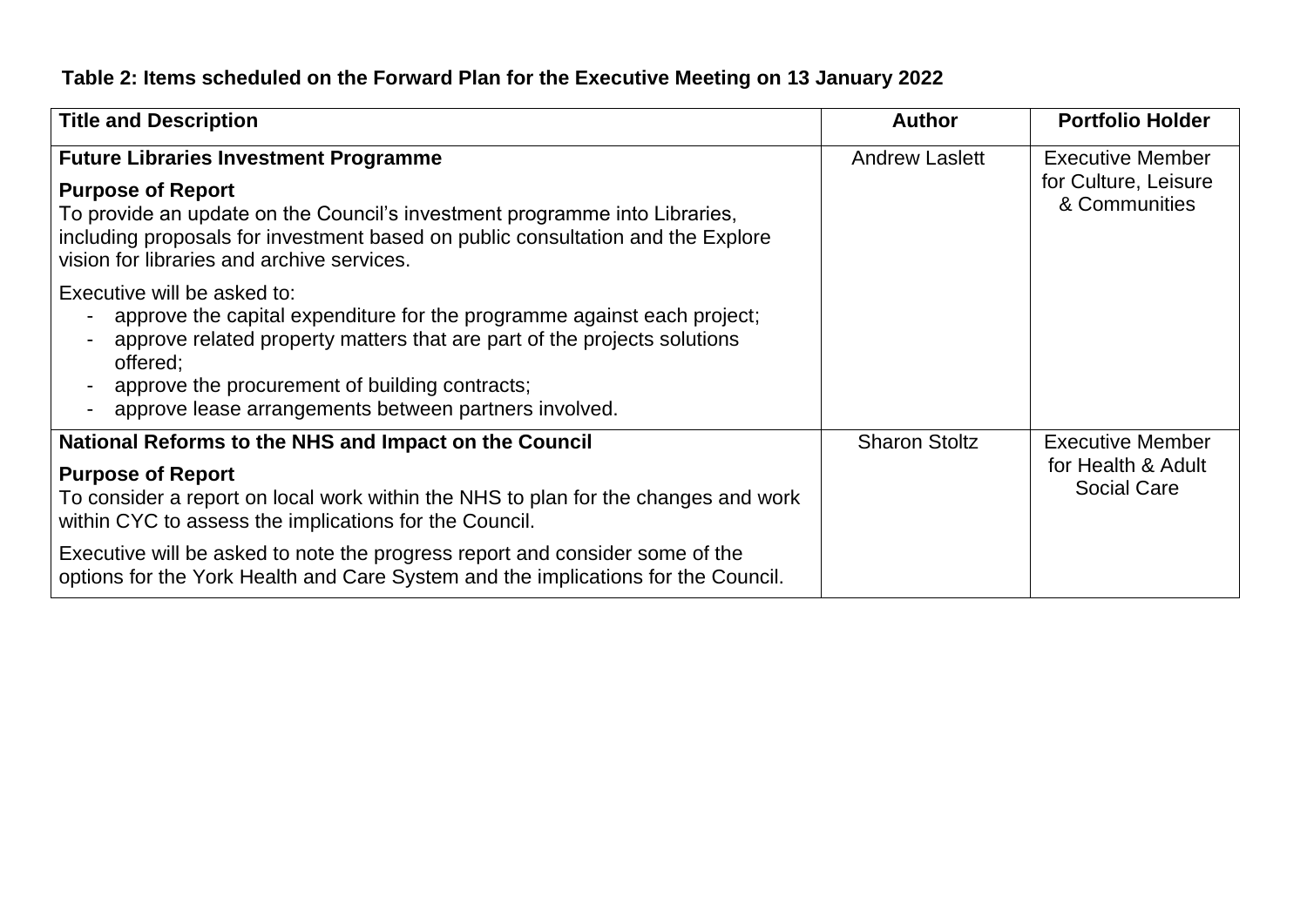**Table 2: Items scheduled on the Forward Plan for the Executive Meeting on 13 January 2022**

| Title and Description | Author | Portfolio Holder |
|---|---|---|
| **Future Libraries Investment Programme**<br><br>**Purpose of Report**<br>To provide an update on the Council's investment programme into Libraries, including proposals for investment based on public consultation and the Explore vision for libraries and archive services.<br><br>Executive will be asked to:<br>- approve the capital expenditure for the programme against each project;<br>- approve related property matters that are part of the projects solutions offered;<br>- approve the procurement of building contracts;<br>- approve lease arrangements between partners involved. | Andrew Laslett | Executive Member for Culture, Leisure & Communities |
| **National Reforms to the NHS and Impact on the Council**<br><br>**Purpose of Report**<br>To consider a report on local work within the NHS to plan for the changes and work within CYC to assess the implications for the Council.<br><br>Executive will be asked to note the progress report and consider some of the options for the York Health and Care System and the implications for the Council. | Sharon Stoltz | Executive Member for Health & Adult Social Care |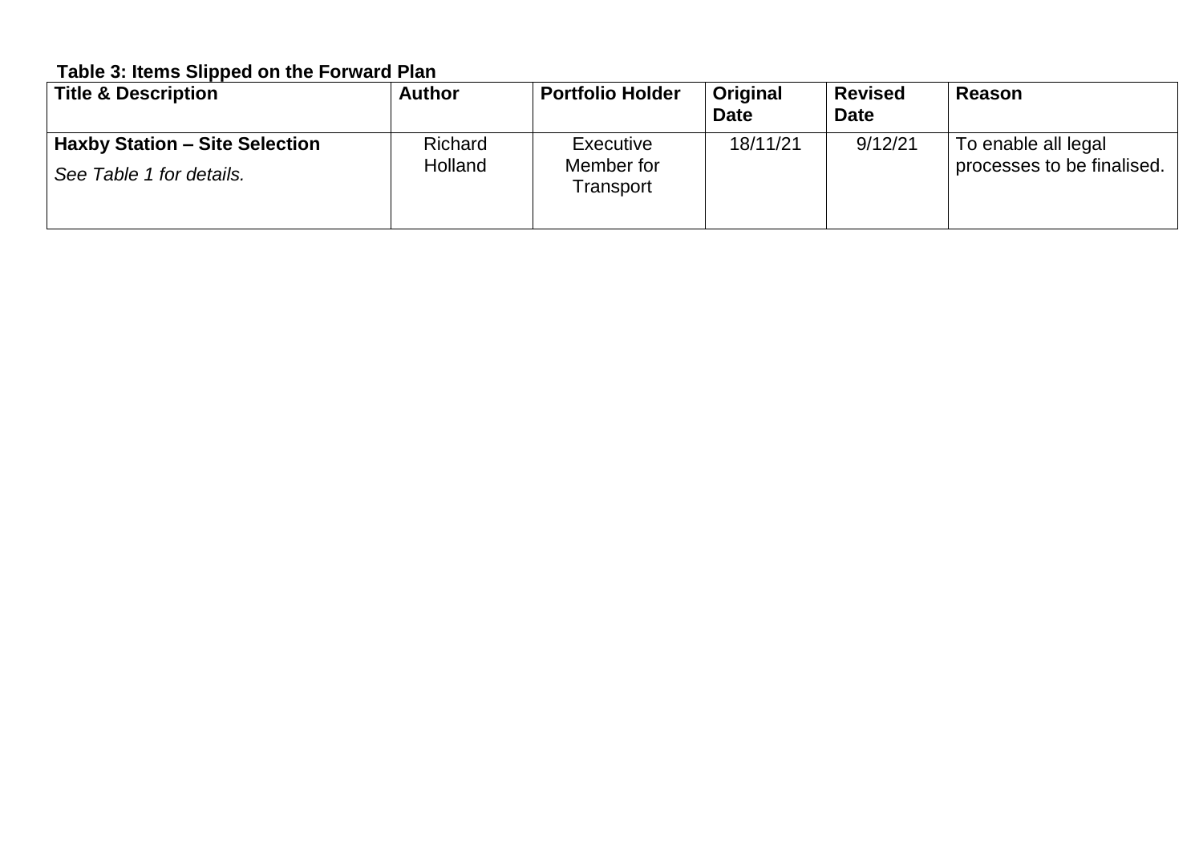**Table 3: Items Slipped on the Forward Plan**

| Title & Description | Author | Portfolio Holder | Original Date | Revised Date | Reason |
|---|---|---|---|---|---|
| **Haxby Station – Site Selection**<br>*See Table 1 for details.* | Richard Holland | Executive Member for Transport | 18/11/21 | 9/12/21 | To enable all legal processes to be finalised. |